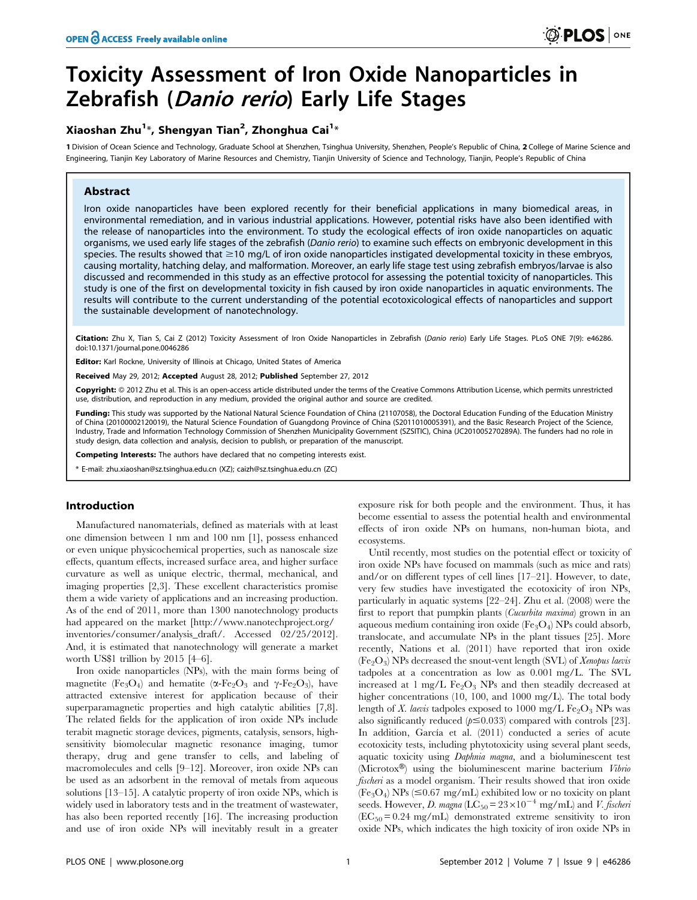# Toxicity Assessment of Iron Oxide Nanoparticles in Zebrafish (*Danio rerio*) Early Life Stages

**Xiaoshan Zhu[1]\*, Shengyan Tian[2], Zhonghua Cai[1]\***

1 Division of Ocean Science and Technology, Graduate School at Shenzhen, Tsinghua University, Shenzhen, People's Republic of China, 2 College of Marine Science and Engineering, Tianjin Key Laboratory of Marine Resources and Chemistry, Tianjin University of Science and Technology, Tianjin, People's Republic of China

## Abstract

Iron oxide nanoparticles have been explored recently for their beneficial applications in many biomedical areas, in environmental remediation, and in various industrial applications. However, potential risks have also been identified with the release of nanoparticles into the environment. To study the ecological effects of iron oxide nanoparticles on aquatic organisms, we used early life stages of the zebrafish (*Danio rerio*) to examine such effects on embryonic development in this species. The results showed that $\geq$10 mg/L of iron oxide nanoparticles instigated developmental toxicity in these embryos, causing mortality, hatching delay, and malformation. Moreover, an early life stage test using zebrafish embryos/larvae is also discussed and recommended in this study as an effective protocol for assessing the potential toxicity of nanoparticles. This study is one of the first on developmental toxicity in fish caused by iron oxide nanoparticles in aquatic environments. The results will contribute to the current understanding of the potential ecotoxicological effects of nanoparticles and support the sustainable development of nanotechnology.

**Citation:** Zhu X, Tian S, Cai Z (2012) Toxicity Assessment of Iron Oxide Nanoparticles in Zebrafish (*Danio rerio*) Early Life Stages. PLoS ONE 7(9): e46286. doi:10.1371/journal.pone.0046286

**Editor:** Karl Rockne, University of Illinois at Chicago, United States of America

**Received** May 29, 2012; **Accepted** August 28, 2012; **Published** September 27, 2012

**Copyright:** © 2012 Zhu et al. This is an open-access article distributed under the terms of the Creative Commons Attribution License, which permits unrestricted use, distribution, and reproduction in any medium, provided the original author and source are credited.

**Funding:** This study was supported by the National Natural Science Foundation of China (21107058), the Doctoral Education Funding of the Education Ministry of China (20100002120019), the Natural Science Foundation of Guangdong Province of China (S2011010005391), and the Basic Research Project of the Science, Industry, Trade and Information Technology Commission of Shenzhen Municipality Government (SZSITIC), China (JC201005270289A). The funders had no role in study design, data collection and analysis, decision to publish, or preparation of the manuscript.

**Competing Interests:** The authors have declared that no competing interests exist.

\* E-mail: zhu.xiaoshan@sz.tsinghua.edu.cn (XZ); caizh@sz.tsinghua.edu.cn (ZC)

## Introduction

Manufactured nanomaterials, defined as materials with at least one dimension between 1 nm and 100 nm [1], possess enhanced or even unique physicochemical properties, such as nanoscale size effects, quantum effects, increased surface area, and higher surface curvature as well as unique electric, thermal, mechanical, and imaging properties [2,3]. These excellent characteristics promise them a wide variety of applications and an increasing production. As of the end of 2011, more than 1300 nanotechnology products had appeared on the market [http://www.nanotechproject.org/inventories/consumer/analysis_draft/. Accessed 02/25/2012]. And, it is estimated that nanotechnology will generate a market worth US$1 trillion by 2015 [4–6].

Iron oxide nanoparticles (NPs), with the main forms being of magnetite ($Fe_3O_4$) and hematite ($\alpha$-$Fe_2O_3$ and $\gamma$-$Fe_2O_3$), have attracted extensive interest for application because of their superparamagnetic properties and high catalytic abilities [7,8]. The related fields for the application of iron oxide NPs include terabit magnetic storage devices, pigments, catalysis, sensors, high-sensitivity biomolecular magnetic resonance imaging, tumor therapy, drug and gene transfer to cells, and labeling of macromolecules and cells [9–12]. Moreover, iron oxide NPs can be used as an adsorbent in the removal of metals from aqueous solutions [13–15]. A catalytic property of iron oxide NPs, which is widely used in laboratory tests and in the treatment of wastewater, has also been reported recently [16]. The increasing production and use of iron oxide NPs will inevitably result in a greater exposure risk for both people and the environment. Thus, it has become essential to assess the potential health and environmental effects of iron oxide NPs on humans, non-human biota, and ecosystems.

Until recently, most studies on the potential effect or toxicity of iron oxide NPs have focused on mammals (such as mice and rats) and/or on different types of cell lines [17–21]. However, to date, very few studies have investigated the ecotoxicity of iron NPs, particularly in aquatic systems [22–24]. Zhu et al. (2008) were the first to report that pumpkin plants (*Cucurbita maxima*) grown in an aqueous medium containing iron oxide ($Fe_3O_4$) NPs could absorb, translocate, and accumulate NPs in the plant tissues [25]. More recently, Nations et al. (2011) have reported that iron oxide ($Fe_2O_3$) NPs decreased the snout-vent length (SVL) of *Xenopus laevis* tadpoles at a concentration as low as 0.001 mg/L. The SVL increased at 1 mg/L $Fe_2O_3$ NPs and then steadily decreased at higher concentrations (10, 100, and 1000 mg/L). The total body length of *X. laevis* tadpoles exposed to 1000 mg/L $Fe_2O_3$ NPs was also significantly reduced ($p \leq 0.033$) compared with controls [23]. In addition, García et al. (2011) conducted a series of acute ecotoxicity tests, including phytotoxicity using several plant seeds, aquatic toxicity using *Daphnia magna*, and a bioluminescent test (Microtox®) using the bioluminescent marine bacterium *Vibrio fischeri* as a model organism. Their results showed that iron oxide ($Fe_3O_4$) NPs ($\leq$0.67 mg/mL) exhibited low or no toxicity on plant seeds. However, *D. magna* ($LC_{50} = 23\times10^{-4}$ mg/mL) and *V. fischeri* ($EC_{50} = 0.24$ mg/mL) demonstrated extreme sensitivity to iron oxide NPs, which indicates the high toxicity of iron oxide NPs in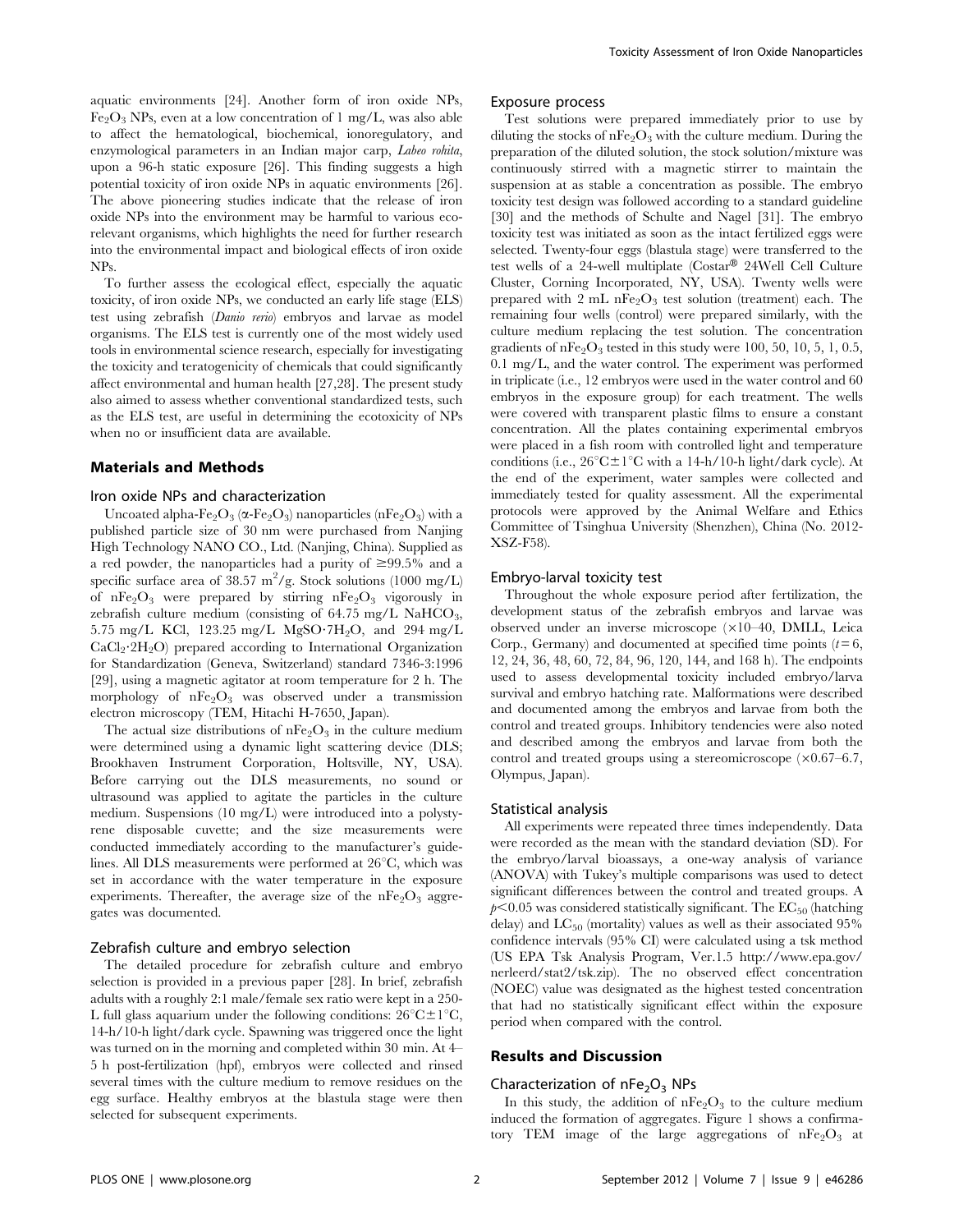aquatic environments [24]. Another form of iron oxide NPs, $Fe_2O_3$ NPs, even at a low concentration of 1 mg/L, was also able to affect the hematological, biochemical, ionoregulatory, and enzymological parameters in an Indian major carp, *Labeo rohita*, upon a 96-h static exposure [26]. This finding suggests a high potential toxicity of iron oxide NPs in aquatic environments [26]. The above pioneering studies indicate that the release of iron oxide NPs into the environment may be harmful for various eco-relevant organisms, which highlights the need for further research into the environmental impact and biological effects of iron oxide NPs.

To further assess the ecological effect, especially the aquatic toxicity, of iron oxide NPs, we conducted an early life stage (ELS) test using zebrafish (*Danio rerio*) embryos and larvae as model organisms. The ELS test is currently one of the most widely used tools in environmental science research, especially for investigating the toxicity and teratogenicity of chemicals that could significantly affect environmental and human health [27,28]. The present study also aimed to assess whether conventional standardized tests, such as the ELS test, are useful in determining the ecotoxicity of NPs when no or insufficient data are available.

## Materials and Methods

### Iron oxide NPs and characterization

Uncoated alpha-$Fe_2O_3$ ($\alpha$-$Fe_2O_3$) nanoparticles ($nFe_2O_3$) with a published particle size of 30 nm were purchased from Nanjing High Technology NANO CO., Ltd. (Nanjing, China). Supplied as a red powder, the nanoparticles had a purity of $\geq$99.5% and a specific surface area of 38.57 $m^2$/g. Stock solutions (1000 mg/L) of $nFe_2O_3$ were prepared by stirring $nFe_2O_3$ vigorously in zebrafish culture medium (consisting of 64.75 mg/L $NaHCO_3$, 5.75 mg/L KCl, 123.25 mg/L $MgSO \cdot 7H_2O$, and 294 mg/L $CaCl_2 \cdot 2H_2O$) prepared according to International Organization for Standardization (Geneva, Switzerland) standard 7346-3:1996 [29], using a magnetic agitator at room temperature for 2 h. The morphology of $nFe_2O_3$ was observed under a transmission electron microscopy (TEM, Hitachi H-7650, Japan).

The actual size distributions of $nFe_2O_3$ in the culture medium were determined using a dynamic light scattering device (DLS; Brookhaven Instrument Corporation, Holtsville, NY, USA). Before carrying out the DLS measurements, no sound or ultrasound was applied to agitate the particles in the culture medium. Suspensions (10 mg/L) were introduced into a polystyrene disposable cuvette; and the size measurements were conducted immediately according to the manufacturer's guidelines. All DLS measurements were performed at 26°C, which was set in accordance with the water temperature in the exposure experiments. Thereafter, the average size of the $nFe_2O_3$ aggregates was documented.

### Zebrafish culture and embryo selection

The detailed procedure for zebrafish culture and embryo selection is provided in a previous paper [28]. In brief, zebrafish adults with a roughly 2:1 male/female sex ratio were kept in a 250-L full glass aquarium under the following conditions: 26°C±1°C, 14-h/10-h light/dark cycle. Spawning was triggered once the light was turned on in the morning and completed within 30 min. At 4–5 h post-fertilization (hpf), embryos were collected and rinsed several times with the culture medium to remove residues on the egg surface. Healthy embryos at the blastula stage were then selected for subsequent experiments.

### Exposure process

Test solutions were prepared immediately prior to use by diluting the stocks of $nFe_2O_3$ with the culture medium. During the preparation of the diluted solution, the stock solution/mixture was continuously stirred with a magnetic stirrer to maintain the suspension at as stable a concentration as possible. The embryo toxicity test design was followed according to a standard guideline [30] and the methods of Schulte and Nagel [31]. The embryo toxicity test was initiated as soon as the intact fertilized eggs were selected. Twenty-four eggs (blastula stage) were transferred to the test wells of a 24-well multiplate (Costar® 24Well Cell Culture Cluster, Corning Incorporated, NY, USA). Twenty wells were prepared with 2 mL $nFe_2O_3$ test solution (treatment) each. The remaining four wells (control) were prepared similarly, with the culture medium replacing the test solution. The concentration gradients of $nFe_2O_3$ tested in this study were 100, 50, 10, 5, 1, 0.5, 0.1 mg/L, and the water control. The experiment was performed in triplicate (i.e., 12 embryos were used in the water control and 60 embryos in the exposure group) for each treatment. The wells were covered with transparent plastic films to ensure a constant concentration. All the plates containing experimental embryos were placed in a fish room with controlled light and temperature conditions (i.e., 26°C±1°C with a 14-h/10-h light/dark cycle). At the end of the experiment, water samples were collected and immediately tested for quality assessment. All the experimental protocols were approved by the Animal Welfare and Ethics Committee of Tsinghua University (Shenzhen), China (No. 2012-XSZ-F58).

### Embryo-larval toxicity test

Throughout the whole exposure period after fertilization, the development status of the zebrafish embryos and larvae was observed under an inverse microscope (×10–40, DMLL, Leica Corp., Germany) and documented at specified time points ($t$ = 6, 12, 24, 36, 48, 60, 72, 84, 96, 120, 144, and 168 h). The endpoints used to assess developmental toxicity included embryo/larva survival and embryo hatching rate. Malformations were described and documented among the embryos and larvae from both the control and treated groups. Inhibitory tendencies were also noted and described among the embryos and larvae from both the control and treated groups using a stereomicroscope (×0.67–6.7, Olympus, Japan).

### Statistical analysis

All experiments were repeated three times independently. Data were recorded as the mean with the standard deviation (SD). For the embryo/larval bioassays, a one-way analysis of variance (ANOVA) with Tukey's multiple comparisons was used to detect significant differences between the control and treated groups. A $p<0.05$ was considered statistically significant. The $EC_{50}$ (hatching delay) and $LC_{50}$ (mortality) values as well as their associated 95% confidence intervals (95% CI) were calculated using a tsk method (US EPA Tsk Analysis Program, Ver.1.5 http://www.epa.gov/nerleerd/stat2/tsk.zip). The no observed effect concentration (NOEC) value was designated as the highest tested concentration that had no statistically significant effect within the exposure period when compared with the control.

## Results and Discussion

### Characterization of $nFe_2O_3$ NPs

In this study, the addition of $nFe_2O_3$ to the culture medium induced the formation of aggregates. Figure 1 shows a confirmatory TEM image of the large aggregations of $nFe_2O_3$ at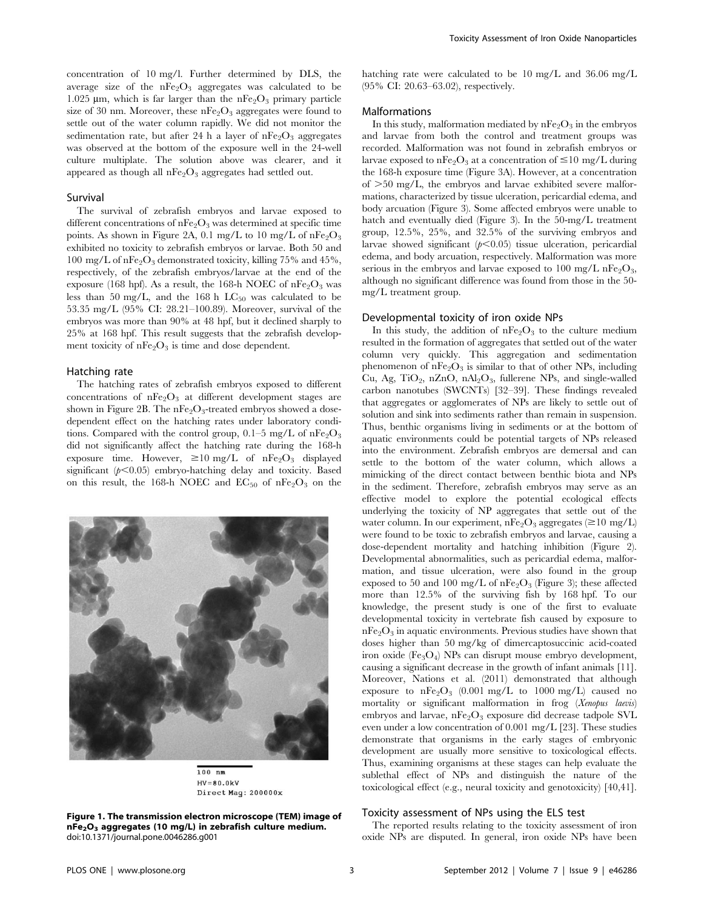concentration of 10 mg/l. Further determined by DLS, the average size of the $nFe_2O_3$ aggregates was calculated to be 1.025 μm, which is far larger than the $nFe_2O_3$ primary particle size of 30 nm. Moreover, these $nFe_2O_3$ aggregates were found to settle out of the water column rapidly. We did not monitor the sedimentation rate, but after 24 h a layer of $nFe_2O_3$ aggregates was observed at the bottom of the exposure well in the 24-well culture multiplate. The solution above was clearer, and it appeared as though all $nFe_2O_3$ aggregates had settled out.

### Survival

The survival of zebrafish embryos and larvae exposed to different concentrations of $nFe_2O_3$ was determined at specific time points. As shown in Figure 2A, 0.1 mg/L to 10 mg/L of $nFe_2O_3$ exhibited no toxicity to zebrafish embryos or larvae. Both 50 and 100 mg/L of $nFe_2O_3$ demonstrated toxicity, killing 75% and 45%, respectively, of the zebrafish embryos/larvae at the end of the exposure (168 hpf). As a result, the 168-h NOEC of $nFe_2O_3$ was less than 50 mg/L, and the 168 h $LC_{50}$ was calculated to be 53.35 mg/L (95% CI: 28.21–100.89). Moreover, survival of the embryos was more than 90% at 48 hpf, but it declined sharply to 25% at 168 hpf. This result suggests that the zebrafish development toxicity of $nFe_2O_3$ is time and dose dependent.

### Hatching rate

The hatching rates of zebrafish embryos exposed to different concentrations of $nFe_2O_3$ at different development stages are shown in Figure 2B. The $nFe_2O_3$-treated embryos showed a dose-dependent effect on the hatching rates under laboratory conditions. Compared with the control group, 0.1–5 mg/L of $nFe_2O_3$ did not significantly affect the hatching rate during the 168-h exposure time. However, $\geq$10 mg/L of $nFe_2O_3$ displayed significant ($p<0.05$) embryo-hatching delay and toxicity. Based on this result, the 168-h NOEC and $EC_{50}$ of $nFe_2O_3$ on the hatching rate were calculated to be 10 mg/L and 36.06 mg/L (95% CI: 20.63–63.02), respectively.

### Malformations

In this study, malformation mediated by $nFe_2O_3$ in the embryos and larvae from both the control and treatment groups was recorded. Malformation was not found in zebrafish embryos or larvae exposed to $nFe_2O_3$ at a concentration of $\leq$10 mg/L during the 168-h exposure time (Figure 3A). However, at a concentration of >50 mg/L, the embryos and larvae exhibited severe malformations, characterized by tissue ulceration, pericardial edema, and body arcuation (Figure 3). Some affected embryos were unable to hatch and eventually died (Figure 3). In the 50-mg/L treatment group, 12.5%, 25%, and 32.5% of the surviving embryos and larvae showed significant ($p<0.05$) tissue ulceration, pericardial edema, and body arcuation, respectively. Malformation was more serious in the embryos and larvae exposed to 100 mg/L $nFe_2O_3$, although no significant difference was found from those in the 50-mg/L treatment group.

Figure 1. The transmission electron microscope (TEM) image of $nFe_2O_3$ aggregates (10 mg/L) in zebrafish culture medium.
doi:10.1371/journal.pone.0046286.g001

### Developmental toxicity of iron oxide NPs

In this study, the addition of $nFe_2O_3$ to the culture medium resulted in the formation of aggregates that settled out of the water column very quickly. This aggregation and sedimentation phenomenon of $nFe_2O_3$ is similar to that of other NPs, including Cu, Ag, $TiO_2$, nZnO, $nAl_2O_3$, fullerene NPs, and single-walled carbon nanotubes (SWCNTs) [32–39]. These findings revealed that aggregates or agglomerates of NPs are likely to settle out of solution and sink into sediments rather than remain in suspension. Thus, benthic organisms living in sediments or at the bottom of aquatic environments could be potential targets of NPs released into the environment. Zebrafish embryos are demersal and can settle to the bottom of the water column, which allows a mimicking of the direct contact between benthic biota and NPs in the sediment. Therefore, zebrafish embryos may serve as an effective model to explore the potential ecological effects underlying the toxicity of NP aggregates that settle out of the water column. In our experiment, $nFe_2O_3$ aggregates ($\geq$10 mg/L) were found to be toxic to zebrafish embryos and larvae, causing a dose-dependent mortality and hatching inhibition (Figure 2). Developmental abnormalities, such as pericardial edema, malformation, and tissue ulceration, were also found in the group exposed to 50 and 100 mg/L of $nFe_2O_3$ (Figure 3); these affected more than 12.5% of the surviving fish by 168 hpf. To our knowledge, the present study is one of the first to evaluate developmental toxicity in vertebrate fish caused by exposure to $nFe_2O_3$ in aquatic environments. Previous studies have shown that doses higher than 50 mg/kg of dimercaptosuccinic acid-coated iron oxide ($Fe_3O_4$) NPs can disrupt mouse embryo development, causing a significant decrease in the growth of infant animals [11]. Moreover, Nations et al. (2011) demonstrated that although exposure to $nFe_2O_3$ (0.001 mg/L to 1000 mg/L) caused no mortality or significant malformation in frog (*Xenopus laevis*) embryos and larvae, $nFe_2O_3$ exposure did decrease tadpole SVL even under a low concentration of 0.001 mg/L [23]. These studies demonstrate that organisms in the early stages of embryonic development are usually more sensitive to toxicological effects. Thus, examining organisms at these stages can help evaluate the sublethal effect of NPs and distinguish the nature of the toxicological effect (e.g., neural toxicity and genotoxicity) [40,41].

### Toxicity assessment of NPs using the ELS test

The reported results relating to the toxicity assessment of iron oxide NPs are disputed. In general, iron oxide NPs have been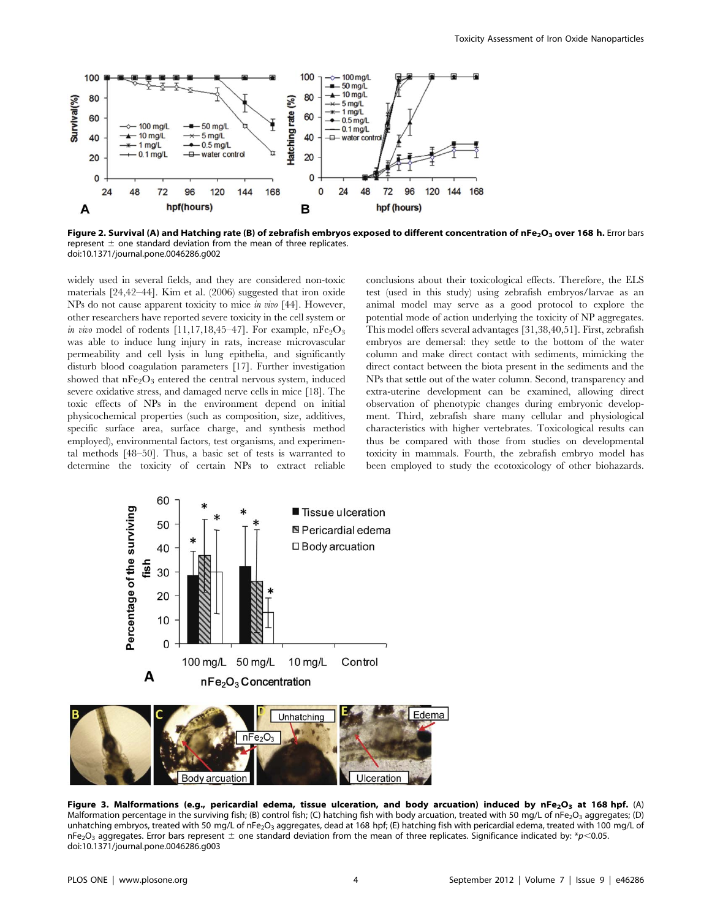**Figure 2. Survival (A) and Hatching rate (B) of zebrafish embryos exposed to different concentration of $nFe_2O_3$ over 168 h.** Error bars represent ± one standard deviation from the mean of three replicates.
doi:10.1371/journal.pone.0046286.g002

widely used in several fields, and they are considered non-toxic materials [24,42–44]. Kim et al. (2006) suggested that iron oxide NPs do not cause apparent toxicity to mice *in vivo* [44]. However, other researchers have reported severe toxicity in the cell system or *in vivo* model of rodents [11,17,18,45–47]. For example, $nFe_2O_3$ was able to induce lung injury in rats, increase microvascular permeability and cell lysis in lung epithelia, and significantly disturb blood coagulation parameters [17]. Further investigation showed that $nFe_2O_3$ entered the central nervous system, induced severe oxidative stress, and damaged nerve cells in mice [18]. The toxic effects of NPs in the environment depend on initial physicochemical properties (such as composition, size, additives, specific surface area, surface charge, and synthesis method employed), environmental factors, test organisms, and experimental methods [48–50]. Thus, a basic set of tests is warranted to determine the toxicity of certain NPs to extract reliable conclusions about their toxicological effects. Therefore, the ELS test (used in this study) using zebrafish embryos/larvae as an animal model may serve as a good protocol to explore the potential mode of action underlying the toxicity of NP aggregates. This model offers several advantages [31,38,40,51]. First, zebrafish embryos are demersal: they settle to the bottom of the water column and make direct contact with sediments, mimicking the direct contact between the biota present in the sediments and the NPs that settle out of the water column. Second, transparency and extra-uterine development can be examined, allowing direct observation of phenotypic changes during embryonic development. Third, zebrafish share many cellular and physiological characteristics with higher vertebrates. Toxicological results can thus be compared with those from studies on developmental toxicity in mammals. Fourth, the zebrafish embryo model has been employed to study the ecotoxicology of other biohazards.

**Figure 3. Malformations (e.g., pericardial edema, tissue ulceration, and body arcuation) induced by $nFe_2O_3$ at 168 hpf.** (A) Malformation percentage in the surviving fish; (B) control fish; (C) hatching fish with body arcuation, treated with 50 mg/L of $nFe_2O_3$ aggregates; (D) unhatching embryos, treated with 50 mg/L of $nFe_2O_3$ aggregates, dead at 168 hpf; (E) hatching fish with pericardial edema, treated with 100 mg/L of $nFe_2O_3$ aggregates. Error bars represent ± one standard deviation from the mean of three replicates. Significance indicated by: *$p<0.05$.
doi:10.1371/journal.pone.0046286.g003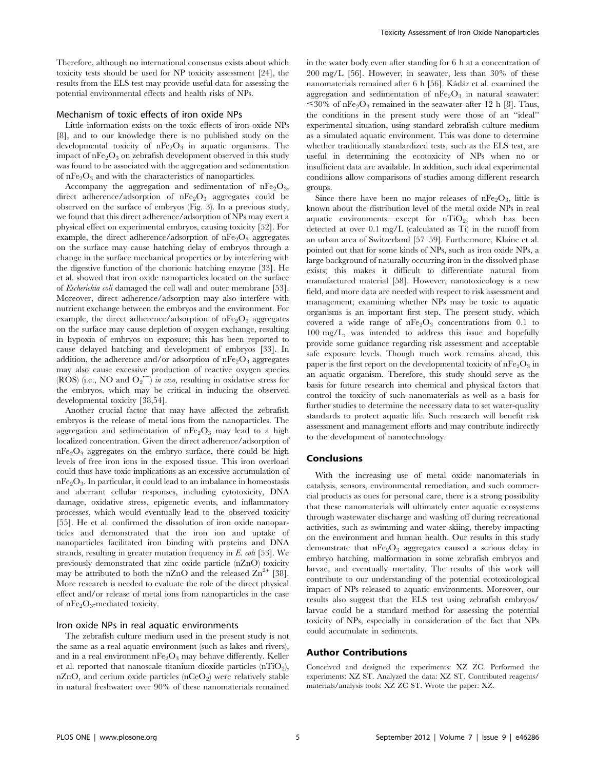Therefore, although no international consensus exists about which toxicity tests should be used for NP toxicity assessment [24], the results from the ELS test may provide useful data for assessing the potential environmental effects and health risks of NPs.

### Mechanism of toxic effects of iron oxide NPs

Little information exists on the toxic effects of iron oxide NPs [8], and to our knowledge there is no published study on the developmental toxicity of $nFe_2O_3$ in aquatic organisms. The impact of $nFe_2O_3$ on zebrafish development observed in this study was found to be associated with the aggregation and sedimentation of $nFe_2O_3$ and with the characteristics of nanoparticles.

Accompany the aggregation and sedimentation of $nFe_2O_3$, direct adherence/adsorption of $nFe_2O_3$ aggregates could be observed on the surface of embryos (Fig. 3). In a previous study, we found that this direct adherence/adsorption of NPs may exert a physical effect on experimental embryos, causing toxicity [52]. For example, the direct adherence/adsorption of $nFe_2O_3$ aggregates on the surface may cause hatching delay of embryos through a change in the surface mechanical properties or by interfering with the digestive function of the chorionic hatching enzyme [33]. He et al. showed that iron oxide nanoparticles located on the surface of *Escherichia coli* damaged the cell wall and outer membrane [53]. Moreover, direct adherence/adsorption may also interfere with nutrient exchange between the embryos and the environment. For example, the direct adherence/adsorption of $nFe_2O_3$ aggregates on the surface may cause depletion of oxygen exchange, resulting in hypoxia of embryos on exposure; this has been reported to cause delayed hatching and development of embryos [33]. In addition, the adherence and/or adsorption of $nFe_2O_3$ aggregates may also cause excessive production of reactive oxygen species (ROS) (i.e., NO and $O_2^{\bullet-}$) *in vivo*, resulting in oxidative stress for the embryos, which may be critical in inducing the observed developmental toxicity [38,54].

Another crucial factor that may have affected the zebrafish embryos is the release of metal ions from the nanoparticles. The aggregation and sedimentation of $nFe_2O_3$ may lead to a high localized concentration. Given the direct adherence/adsorption of $nFe_2O_3$ aggregates on the embryo surface, there could be high levels of free iron ions in the exposed tissue. This iron overload could thus have toxic implications as an excessive accumulation of $nFe_2O_3$. In particular, it could lead to an imbalance in homeostasis and aberrant cellular responses, including cytotoxicity, DNA damage, oxidative stress, epigenetic events, and inflammatory processes, which would eventually lead to the observed toxicity [55]. He et al. confirmed the dissolution of iron oxide nanoparticles and demonstrated that the iron ion and uptake of nanoparticles facilitated iron binding with proteins and DNA strands, resulting in greater mutation frequency in *E. coli* [53]. We previously demonstrated that zinc oxide particle (nZnO) toxicity may be attributed to both the nZnO and the released $Zn^{2+}$ [38]. More research is needed to evaluate the role of the direct physical effect and/or release of metal ions from nanoparticles in the case of $nFe_2O_3$-mediated toxicity.

### Iron oxide NPs in real aquatic environments

The zebrafish culture medium used in the present study is not the same as a real aquatic environment (such as lakes and rivers), and in a real environment $nFe_2O_3$ may behave differently. Keller et al. reported that nanoscale titanium dioxide particles ($nTiO_2$), nZnO, and cerium oxide particles ($nCeO_2$) were relatively stable in natural freshwater: over 90% of these nanomaterials remained in the water body even after standing for 6 h at a concentration of 200 mg/L [56]. However, in seawater, less than 30% of these nanomaterials remained after 6 h [56]. Kádár et al. examined the aggregation and sedimentation of $nFe_2O_3$ in natural seawater: $\leq$30% of $nFe_2O_3$ remained in the seawater after 12 h [8]. Thus, the conditions in the present study were those of an ''ideal'' experimental situation, using standard zebrafish culture medium as a simulated aquatic environment. This was done to determine whether traditionally standardized tests, such as the ELS test, are useful in determining the ecotoxicity of NPs when no or insufficient data are available. In addition, such ideal experimental conditions allow comparisons of studies among different research groups.

Since there have been no major releases of $nFe_2O_3$, little is known about the distribution level of the metal oxide NPs in real aquatic environments—except for $nTiO_2$, which has been detected at over 0.1 mg/L (calculated as Ti) in the runoff from an urban area of Switzerland [57–59]. Furthermore, Klaine et al. pointed out that for some kinds of NPs, such as iron oxide NPs, a large background of naturally occurring iron in the dissolved phase exists; this makes it difficult to differentiate natural from manufactured material [58]. However, nanotoxicology is a new field, and more data are needed with respect to risk assessment and management; examining whether NPs may be toxic to aquatic organisms is an important first step. The present study, which covered a wide range of $nFe_2O_3$ concentrations from 0.1 to 100 mg/L, was intended to address this issue and hopefully provide some guidance regarding risk assessment and acceptable safe exposure levels. Though much work remains ahead, this paper is the first report on the developmental toxicity of $nFe_2O_3$ in an aquatic organism. Therefore, this study should serve as the basis for future research into chemical and physical factors that control the toxicity of such nanomaterials as well as a basis for further studies to determine the necessary data to set water-quality standards to protect aquatic life. Such research will benefit risk assessment and management efforts and may contribute indirectly to the development of nanotechnology.

## Conclusions

With the increasing use of metal oxide nanomaterials in catalysis, sensors, environmental remediation, and such commercial products as ones for personal care, there is a strong possibility that these nanomaterials will ultimately enter aquatic ecosystems through wastewater discharge and washing off during recreational activities, such as swimming and water skiing, thereby impacting on the environment and human health. Our results in this study demonstrate that $nFe_2O_3$ aggregates caused a serious delay in embryo hatching, malformation in some zebrafish embryos and larvae, and eventually mortality. The results of this work will contribute to our understanding of the potential ecotoxicological impact of NPs released to aquatic environments. Moreover, our results also suggest that the ELS test using zebrafish embryos/larvae could be a standard method for assessing the potential toxicity of NPs, especially in consideration of the fact that NPs could accumulate in sediments.

## Author Contributions

Conceived and designed the experiments: XZ ZC. Performed the experiments: XZ ST. Analyzed the data: XZ ST. Contributed reagents/materials/analysis tools: XZ ZC ST. Wrote the paper: XZ.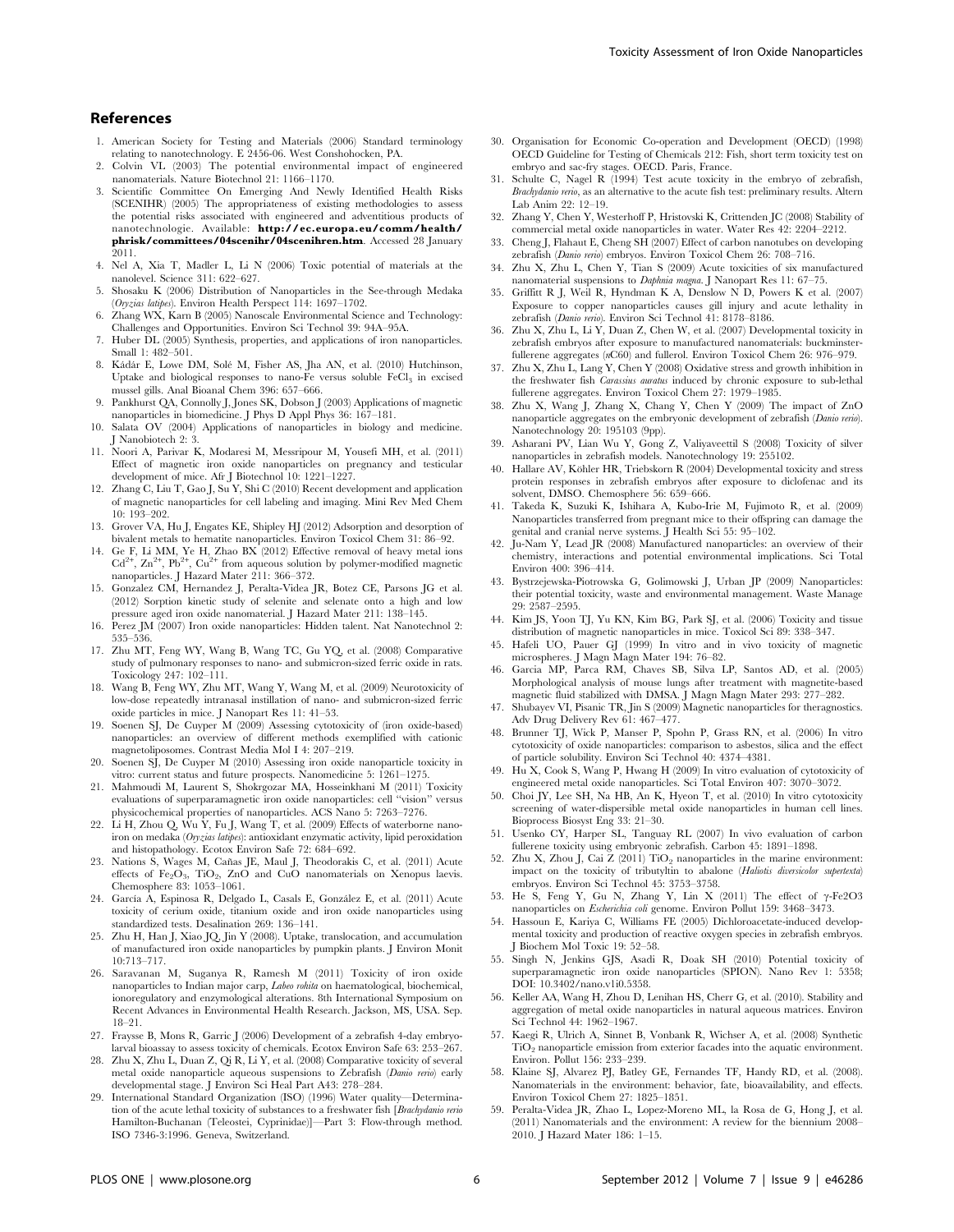## References

1. American Society for Testing and Materials (2006) Standard terminology relating to nanotechnology. E 2456-06. West Conshohocken, PA.
2. Colvin VL (2003) The potential environmental impact of engineered nanomaterials. Nature Biotechnol 21: 1166–1170.
3. Scientific Committee On Emerging And Newly Identified Health Risks (SCENIHR) (2005) The appropriateness of existing methodologies to assess the potential risks associated with engineered and adventitious products of nanotechnologie. Available: **http://ec.europa.eu/comm/health/phrisk/committees/04scenihr/04scenihren.htm**. Accessed 28 January 2011.
4. Nel A, Xia T, Madler L, Li N (2006) Toxic potential of materials at the nanolevel. Science 311: 622–627.
5. Shosaku K (2006) Distribution of Nanoparticles in the See-through Medaka (*Oryzias latipes*). Environ Health Perspect 114: 1697–1702.
6. Zhang WX, Karn B (2005) Nanoscale Environmental Science and Technology: Challenges and Opportunities. Environ Sci Technol 39: 94A–95A.
7. Huber DL (2005) Synthesis, properties, and applications of iron nanoparticles. Small 1: 482–501.
8. Kádár E, Lowe DM, Solé M, Fisher AS, Jha AN, et al. (2010) Hutchinson, Uptake and biological responses to nano-Fe versus soluble $FeCl_3$ in excised mussel gills. Anal Bioanal Chem 396: 657–666.
9. Pankhurst QA, Connolly J, Jones SK, Dobson J (2003) Applications of magnetic nanoparticles in biomedicine. J Phys D Appl Phys 36: 167–181.
10. Salata OV (2004) Applications of nanoparticles in biology and medicine. J Nanobiotech 2: 3.
11. Noori A, Parivar K, Modaresi M, Messripour M, Yousefi MH, et al. (2011) Effect of magnetic iron oxide nanoparticles on pregnancy and testicular development of mice. Afr J Biotechnol 10: 1221–1227.
12. Zhang C, Liu T, Gao J, Su Y, Shi C (2010) Recent development and application of magnetic nanoparticles for cell labeling and imaging. Mini Rev Med Chem 10: 193–202.
13. Grover VA, Hu J, Engates KE, Shipley HJ (2012) Adsorption and desorption of bivalent metals to hematite nanoparticles. Environ Toxicol Chem 31: 86–92.
14. Ge F, Li MM, Ye H, Zhao BX (2012) Effective removal of heavy metal ions $Cd^{2+}$, $Zn^{2+}$, $Pb^{2+}$, $Cu^{2+}$ from aqueous solution by polymer-modified magnetic nanoparticles. J Hazard Mater 211: 366–372.
15. Gonzalez CM, Hernandez J, Peralta-Videa JR, Botez CE, Parsons JG et al. (2012) Sorption kinetic study of selenite and selenate onto a high and low pressure aged iron oxide nanomaterial. J Hazard Mater 211: 138–145.
16. Perez JM (2007) Iron oxide nanoparticles: Hidden talent. Nat Nanotechnol 2: 535–536.
17. Zhu MT, Feng WY, Wang B, Wang TC, Gu YQ, et al. (2008) Comparative study of pulmonary responses to nano- and submicron-sized ferric oxide in rats. Toxicology 247: 102–111.
18. Wang B, Feng WY, Zhu MT, Wang Y, Wang M, et al. (2009) Neurotoxicity of low-dose repeatedly intranasal instillation of nano- and submicron-sized ferric oxide particles in mice. J Nanopart Res 11: 41–53.
19. Soenen SJ, De Cuyper M (2009) Assessing cytotoxicity of (iron oxide-based) nanoparticles: an overview of different methods exemplified with cationic magnetoliposomes. Contrast Media Mol I 4: 207–219.
20. Soenen SJ, De Cuyper M (2010) Assessing iron oxide nanoparticle toxicity in vitro: current status and future prospects. Nanomedicine 5: 1261–1275.
21. Mahmoudi M, Laurent S, Shokrgozar MA, Hosseinkhani M (2011) Toxicity evaluations of superparamagnetic iron oxide nanoparticles: cell "vision" versus physicochemical properties of nanoparticles. ACS Nano 5: 7263–7276.
22. Li H, Zhou Q, Wu Y, Fu J, Wang T, et al. (2009) Effects of waterborne nano-iron on medaka (*Oryzias latipes*): antioxidant enzymatic activity, lipid peroxidation and histopathology. Ecotox Environ Safe 72: 684–692.
23. Nations S, Wages M, Cañas JE, Maul J, Theodorakis C, et al. (2011) Acute effects of $Fe_2O_3$, $TiO_2$, ZnO and CuO nanomaterials on Xenopus laevis. Chemosphere 83: 1053–1061.
24. García A, Espinosa R, Delgado L, Casals E, González E, et al. (2011) Acute toxicity of cerium oxide, titanium oxide and iron oxide nanoparticles using standardized tests. Desalination 269: 136–141.
25. Zhu H, Han J, Xiao JQ, Jin Y (2008). Uptake, translocation, and accumulation of manufactured iron oxide nanoparticles by pumpkin plants. J Environ Monit 10:713–717.
26. Saravanan M, Suganya R, Ramesh M (2011) Toxicity of iron oxide nanoparticles to Indian major carp, *Labeo rohita* on haematological, biochemical, ionoregulatory and enzymological alterations. 8th International Symposium on Recent Advances in Environmental Health Research. Jackson, MS, USA. Sep. 18–21.
27. Fraysse B, Mons R, Garric J (2006) Development of a zebrafish 4-day embryo-larval bioassay to assess toxicity of chemicals. Ecotox Environ Safe 63: 253–267.
28. Zhu X, Zhu L, Duan Z, Qi R, Li Y, et al. (2008) Comparative toxicity of several metal oxide nanoparticle aqueous suspensions to Zebrafish (*Danio rerio*) early developmental stage. J Environ Sci Heal Part A43: 278–284.
29. International Standard Organization (ISO) (1996) Water quality—Determination of the acute lethal toxicity of substances to a freshwater fish [*Brachydanio rerio* Hamilton-Buchanan (Teleostei, Cyprinidae)]—Part 3: Flow-through method. ISO 7346-3:1996. Geneva, Switzerland.
30. Organisation for Economic Co-operation and Development (OECD) (1998) OECD Guideline for Testing of Chemicals 212: Fish, short term toxicity test on embryo and sac-fry stages. OECD. Paris, France.
31. Schulte C, Nagel R (1994) Test acute toxicity in the embryo of zebrafish, *Brachydanio rerio*, as an alternative to the acute fish test: preliminary results. Altern Lab Anim 22: 12–19.
32. Zhang Y, Chen Y, Westerhoff P, Hristovski K, Crittenden JC (2008) Stability of commercial metal oxide nanoparticles in water. Water Res 42: 2204–2212.
33. Cheng J, Flahaut E, Cheng SH (2007) Effect of carbon nanotubes on developing zebrafish (*Danio rerio*) embryos. Environ Toxicol Chem 26: 708–716.
34. Zhu X, Zhu L, Chen Y, Tian S (2009) Acute toxicities of six manufactured nanomaterial suspensions to *Daphnia magna*. J Nanopart Res 11: 67–75.
35. Griffitt R J, Weil R, Hyndman K A, Denslow N D, Powers K et al. (2007) Exposure to copper nanoparticles causes gill injury and acute lethality in zebrafish (*Danio rerio*). Environ Sci Technol 41: 8178–8186.
36. Zhu X, Zhu L, Li Y, Duan Z, Chen W, et al. (2007) Developmental toxicity in zebrafish embryos after exposure to manufactured nanomaterials: buckminsterfullerene aggregates (nC60) and fullerol. Environ Toxicol Chem 26: 976–979.
37. Zhu X, Zhu L, Lang Y, Chen Y (2008) Oxidative stress and growth inhibition in the freshwater fish *Carassius auratus* induced by chronic exposure to sub-lethal fullerene aggregates. Environ Toxicol Chem 27: 1979–1985.
38. Zhu X, Wang J, Zhang X, Chang Y, Chen Y (2009) The impact of ZnO nanoparticle aggregates on the embryonic development of zebrafish (*Danio rerio*). Nanotechnology 20: 195103 (9pp).
39. Asharani PV, Lian Wu Y, Gong Z, Valiyaveettil S (2008) Toxicity of silver nanoparticles in zebrafish models. Nanotechnology 19: 255102.
40. Hallare AV, Köhler HR, Triebskorn R (2004) Developmental toxicity and stress protein responses in zebrafish embryos after exposure to diclofenac and its solvent, DMSO. Chemosphere 56: 659–666.
41. Takeda K, Suzuki K, Ishihara A, Kubo-Irie M, Fujimoto R, et al. (2009) Nanoparticles transferred from pregnant mice to their offspring can damage the genital and cranial nerve systems. J Health Sci 55: 95–102.
42. Ju-Nam Y, Lead JR (2008) Manufactured nanoparticles: an overview of their chemistry, interactions and potential environmental implications. Sci Total Environ 400: 396–414.
43. Bystrzejewska-Piotrowska G, Golimowski J, Urban JP (2009) Nanoparticles: their potential toxicity, waste and environmental management. Waste Manage 29: 2587–2595.
44. Kim JS, Yoon TJ, Yu KN, Kim BG, Park SJ, et al. (2006) Toxicity and tissue distribution of magnetic nanoparticles in mice. Toxicol Sci 89: 338–347.
45. Hafeli UO, Pauer GJ (1999) In vitro and in vivo toxicity of magnetic microspheres. J Magn Magn Mater 194: 76–82.
46. Garcia MP, Parca RM, Chaves SB, Silva LP, Santos AD, et al. (2005) Morphological analysis of mouse lungs after treatment with magnetite-based magnetic fluid stabilized with DMSA. J Magn Magn Mater 293: 277–282.
47. Shubayev VI, Pisanic TR, Jin S (2009) Magnetic nanoparticles for theragnostics. Adv Drug Delivery Rev 61: 467–477.
48. Brunner TJ, Wick P, Manser P, Spohn P, Grass RN, et al. (2006) In vitro cytotoxicity of oxide nanoparticles: comparison to asbestos, silica and the effect of particle solubility. Environ Sci Technol 40: 4374–4381.
49. Hu X, Cook S, Wang P, Hwang H (2009) In vitro evaluation of cytotoxicity of engineered metal oxide nanoparticles. Sci Total Environ 407: 3070–3072.
50. Choi JY, Lee SH, Na HB, An K, Hyeon T, et al. (2010) In vitro cytotoxicity screening of water-dispersible metal oxide nanoparticles in human cell lines. Bioprocess Biosyst Eng 33: 21–30.
51. Usenko CY, Harper SL, Tanguay RL (2007) In vivo evaluation of carbon fullerene toxicity using embryonic zebrafish. Carbon 45: 1891–1898.
52. Zhu X, Zhou J, Cai Z (2011) $TiO_2$ nanoparticles in the marine environment: impact on the toxicity of tributyltin to abalone (*Haliotis diversicolor supertexta*) embryos. Environ Sci Technol 45: 3753–3758.
53. He S, Feng Y, Gu N, Zhang Y, Lin X (2011) The effect of γ-Fe2O3 nanoparticles on *Escherichia coli* genome. Environ Pollut 159: 3468–3473.
54. Hassoun E, Kariya C, Williams FE (2005) Dichloroacetate-induced developmental toxicity and production of reactive oxygen species in zebrafish embryos. J Biochem Mol Toxic 19: 52–58.
55. Singh N, Jenkins GJS, Asadi R, Doak SH (2010) Potential toxicity of superparamagnetic iron oxide nanoparticles (SPION). Nano Rev 1: 5358; DOI: 10.3402/nano.v1i0.5358.
56. Keller AA, Wang H, Zhou D, Lenihan HS, Cherr G, et al. (2010). Stability and aggregation of metal oxide nanoparticles in natural aqueous matrices. Environ Sci Technol 44: 1962–1967.
57. Kaegi R, Ulrich A, Sinnet B, Vonbank R, Wichser A, et al. (2008) Synthetic $TiO_2$ nanoparticle emission from exterior facades into the aquatic environment. Environ. Pollut 156: 233–239.
58. Klaine SJ, Alvarez PJ, Batley GE, Fernandes TF, Handy RD, et al. (2008). Nanomaterials in the environment: behavior, fate, bioavailability, and effects. Environ Toxicol Chem 27: 1825–1851.
59. Peralta-Videa JR, Zhao L, Lopez-Moreno ML, la Rosa de G, Hong J, et al. (2011) Nanomaterials and the environment: A review for the biennium 2008–2010. J Hazard Mater 186: 1–15.